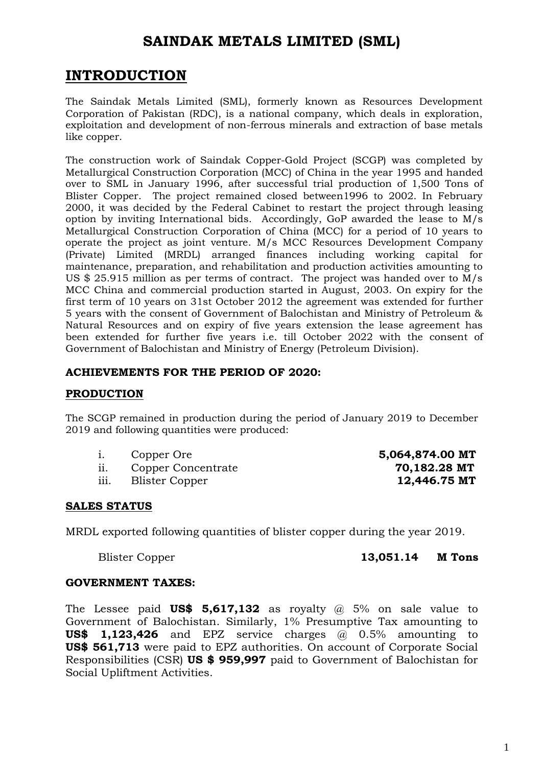# SAINDAK METALS LIMITED (SML)

## INTRODUCTION

The Saindak Metals Limited (SML), formerly known as Resources Development Corporation of Pakistan (RDC), is a national company, which deals in exploration, exploitation and development of non-ferrous minerals and extraction of base metals like copper.

The construction work of Saindak Copper-Gold Project (SCGP) was completed by Metallurgical Construction Corporation (MCC) of China in the year 1995 and handed over to SML in January 1996, after successful trial production of 1,500 Tons of Blister Copper. The project remained closed between1996 to 2002. In February 2000, it was decided by the Federal Cabinet to restart the project through leasing option by inviting International bids. Accordingly, GoP awarded the lease to M/s Metallurgical Construction Corporation of China (MCC) for a period of 10 years to operate the project as joint venture. M/s MCC Resources Development Company (Private) Limited (MRDL) arranged finances including working capital for maintenance, preparation, and rehabilitation and production activities amounting to US $ 25.915 million as per terms of contract. The project was handed over to M/s MCC China and commercial production started in August, 2003. On expiry for the first term of 10 years on 31st October 2012 the agreement was extended for further 5 years with the consent of Government of Balochistan and Ministry of Petroleum & Natural Resources and on expiry of five years extension the lease agreement has been extended for further five years i.e. till October 2022 with the consent of Government of Balochistan and Ministry of Energy (Petroleum Division).

### ACHIEVEMENTS FOR THE PERIOD OF 2020:

#### PRODUCTION

The SCGP remained in production during the period of January 2019 to December 2019 and following quantities were produced:

i. Copper Ore **5,064,874.00 MT**
ii. Copper Concentrate **70,182.28 MT**
iii. Blister Copper **12,446.75 MT**

#### SALES STATUS

MRDL exported following quantities of blister copper during the year 2019.

Blister Copper **13,051.14 M Tons**

#### GOVERNMENT TAXES:

The Lessee paid **US$ 5,617,132** as royalty @ 5% on sale value to Government of Balochistan. Similarly, 1% Presumptive Tax amounting to **US$ 1,123,426** and EPZ service charges @ 0.5% amounting to **US$ 561,713** were paid to EPZ authorities. On account of Corporate Social Responsibilities (CSR) **US $ 959,997** paid to Government of Balochistan for Social Upliftment Activities.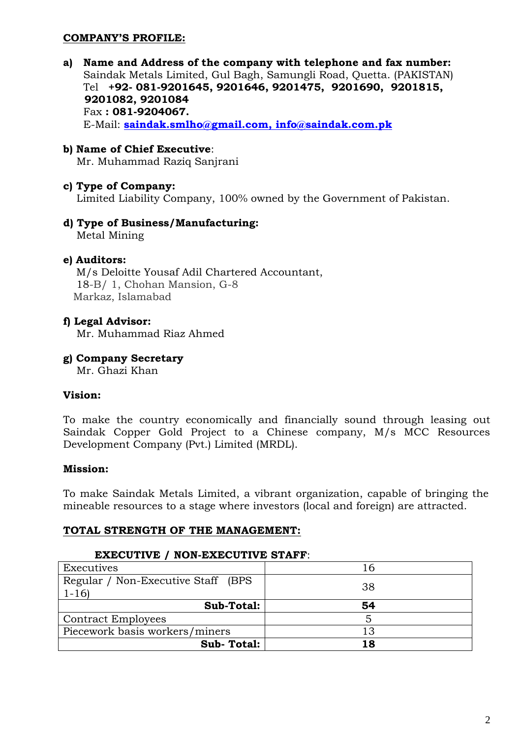## COMPANY'S PROFILE:

**a) Name and Address of the company with telephone and fax number:**
Saindak Metals Limited, Gul Bagh, Samungli Road, Quetta. (PAKISTAN)
Tel **+92- 081-9201645, 9201646, 9201475, 9201690, 9201815, 9201082, 9201084**
Fax **: 081-9204067.**
E-Mail: **saindak.smlho@gmail.com, info@saindak.com.pk**

**b) Name of Chief Executive**:
Mr. Muhammad Raziq Sanjrani

**c) Type of Company:**
Limited Liability Company, 100% owned by the Government of Pakistan.

**d) Type of Business/Manufacturing:**
Metal Mining

**e) Auditors:**
M/s Deloitte Yousaf Adil Chartered Accountant,
18-B/ 1, Chohan Mansion, G-8
Markaz, Islamabad

**f) Legal Advisor:**
Mr. Muhammad Riaz Ahmed

**g) Company Secretary**
Mr. Ghazi Khan

**Vision:**

To make the country economically and financially sound through leasing out Saindak Copper Gold Project to a Chinese company, M/s MCC Resources Development Company (Pvt.) Limited (MRDL).

**Mission:**

To make Saindak Metals Limited, a vibrant organization, capable of bringing the mineable resources to a stage where investors (local and foreign) are attracted.

## TOTAL STRENGTH OF THE MANAGEMENT:

**EXECUTIVE / NON-EXECUTIVE STAFF**:

| | |
|---|---|
| Executives | 16 |
| Regular / Non-Executive Staff (BPS 1-16) | 38 |
| **Sub-Total:** | **54** |
| Contract Employees | 5 |
| Piecework basis workers/miners | 13 |
| **Sub- Total:** | **18** |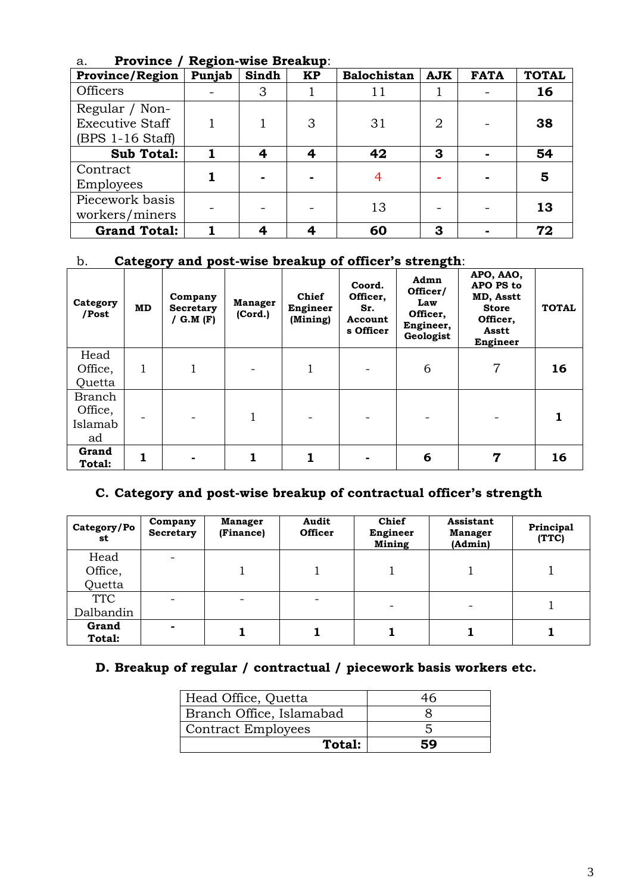a. **Province / Region-wise Breakup**:

| Province/Region | Punjab | Sindh | KP | Balochistan | AJK | FATA | TOTAL |
|---|---|---|---|---|---|---|---|
| Officers | - | 3 | 1 | 11 | 1 | - | **16** |
| Regular / Non-Executive Staff (BPS 1-16 Staff) | 1 | 1 | 3 | 31 | 2 | - | **38** |
| **Sub Total:** | **1** | **4** | **4** | **42** | **3** | **-** | **54** |
| Contract Employees | **1** | **-** | **-** | 4 | **-** | **-** | **5** |
| Piecework basis workers/miners | - | - | - | 13 | - | - | **13** |
| **Grand Total:** | **1** | **4** | **4** | **60** | **3** | **-** | **72** |

b. **Category and post-wise breakup of officer's strength**:

| Category /Post | MD | Company Secretary / G.M (F) | Manager (Cord.) | Chief Engineer (Mining) | Coord. Officer, Sr. Accounts Officer | Admn Officer/ Law Officer, Engineer, Geologist | APO, AAO, APO PS to MD, Asstt Store Officer, Asstt Engineer | TOTAL |
|---|---|---|---|---|---|---|---|---|
| Head Office, Quetta | 1 | 1 | - | 1 | - | 6 | 7 | **16** |
| Branch Office, Islamabad | - | - | 1 | - | - | - | - | **1** |
| **Grand Total:** | **1** | **-** | **1** | **1** | **-** | **6** | **7** | **16** |

## C. Category and post-wise breakup of contractual officer's strength

| Category/Post | Company Secretary | Manager (Finance) | Audit Officer | Chief Engineer Mining | Assistant Manager (Admin) | Principal (TTC) |
|---|---|---|---|---|---|---|
| Head Office, Quetta | - | 1 | 1 | 1 | 1 | 1 |
| TTC Dalbandin | - | - | - | - | - | 1 |
| **Grand Total:** | **-** | **1** | **1** | **1** | **1** | **1** |

## D. Breakup of regular / contractual / piecework basis workers etc.

| | |
|---|---|
| Head Office, Quetta | 46 |
| Branch Office, Islamabad | 8 |
| Contract Employees | 5 |
| **Total:** | **59** |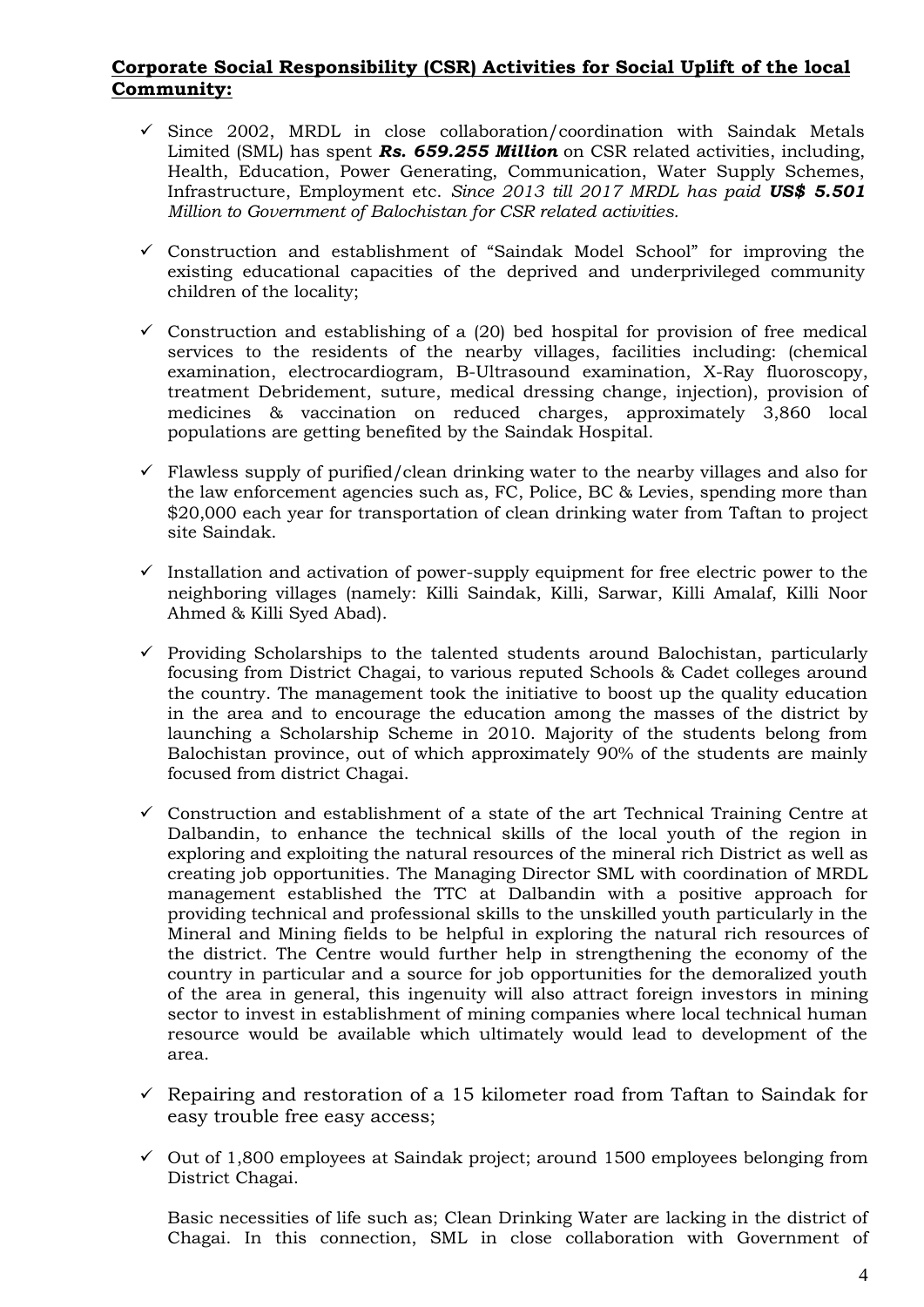**Corporate Social Responsibility (CSR) Activities for Social Uplift of the local Community:**

- ✓ Since 2002, MRDL in close collaboration/coordination with Saindak Metals Limited (SML) has spent ***Rs. 659.255 Million*** on CSR related activities, including, Health, Education, Power Generating, Communication, Water Supply Schemes, Infrastructure, Employment etc. *Since 2013 till 2017 MRDL has paid **US$ 5.501** Million to Government of Balochistan for CSR related activities.*

- ✓ Construction and establishment of "Saindak Model School" for improving the existing educational capacities of the deprived and underprivileged community children of the locality;

- ✓ Construction and establishing of a (20) bed hospital for provision of free medical services to the residents of the nearby villages, facilities including: (chemical examination, electrocardiogram, B-Ultrasound examination, X-Ray fluoroscopy, treatment Debridement, suture, medical dressing change, injection), provision of medicines & vaccination on reduced charges, approximately 3,860 local populations are getting benefited by the Saindak Hospital.

- ✓ Flawless supply of purified/clean drinking water to the nearby villages and also for the law enforcement agencies such as, FC, Police, BC & Levies, spending more than $20,000 each year for transportation of clean drinking water from Taftan to project site Saindak.

- ✓ Installation and activation of power-supply equipment for free electric power to the neighboring villages (namely: Killi Saindak, Killi, Sarwar, Killi Amalaf, Killi Noor Ahmed & Killi Syed Abad).

- ✓ Providing Scholarships to the talented students around Balochistan, particularly focusing from District Chagai, to various reputed Schools & Cadet colleges around the country. The management took the initiative to boost up the quality education in the area and to encourage the education among the masses of the district by launching a Scholarship Scheme in 2010. Majority of the students belong from Balochistan province, out of which approximately 90% of the students are mainly focused from district Chagai.

- ✓ Construction and establishment of a state of the art Technical Training Centre at Dalbandin, to enhance the technical skills of the local youth of the region in exploring and exploiting the natural resources of the mineral rich District as well as creating job opportunities. The Managing Director SML with coordination of MRDL management established the TTC at Dalbandin with a positive approach for providing technical and professional skills to the unskilled youth particularly in the Mineral and Mining fields to be helpful in exploring the natural rich resources of the district. The Centre would further help in strengthening the economy of the country in particular and a source for job opportunities for the demoralized youth of the area in general, this ingenuity will also attract foreign investors in mining sector to invest in establishment of mining companies where local technical human resource would be available which ultimately would lead to development of the area.

- ✓ Repairing and restoration of a 15 kilometer road from Taftan to Saindak for easy trouble free easy access;

- ✓ Out of 1,800 employees at Saindak project; around 1500 employees belonging from District Chagai.

  Basic necessities of life such as; Clean Drinking Water are lacking in the district of Chagai. In this connection, SML in close collaboration with Government of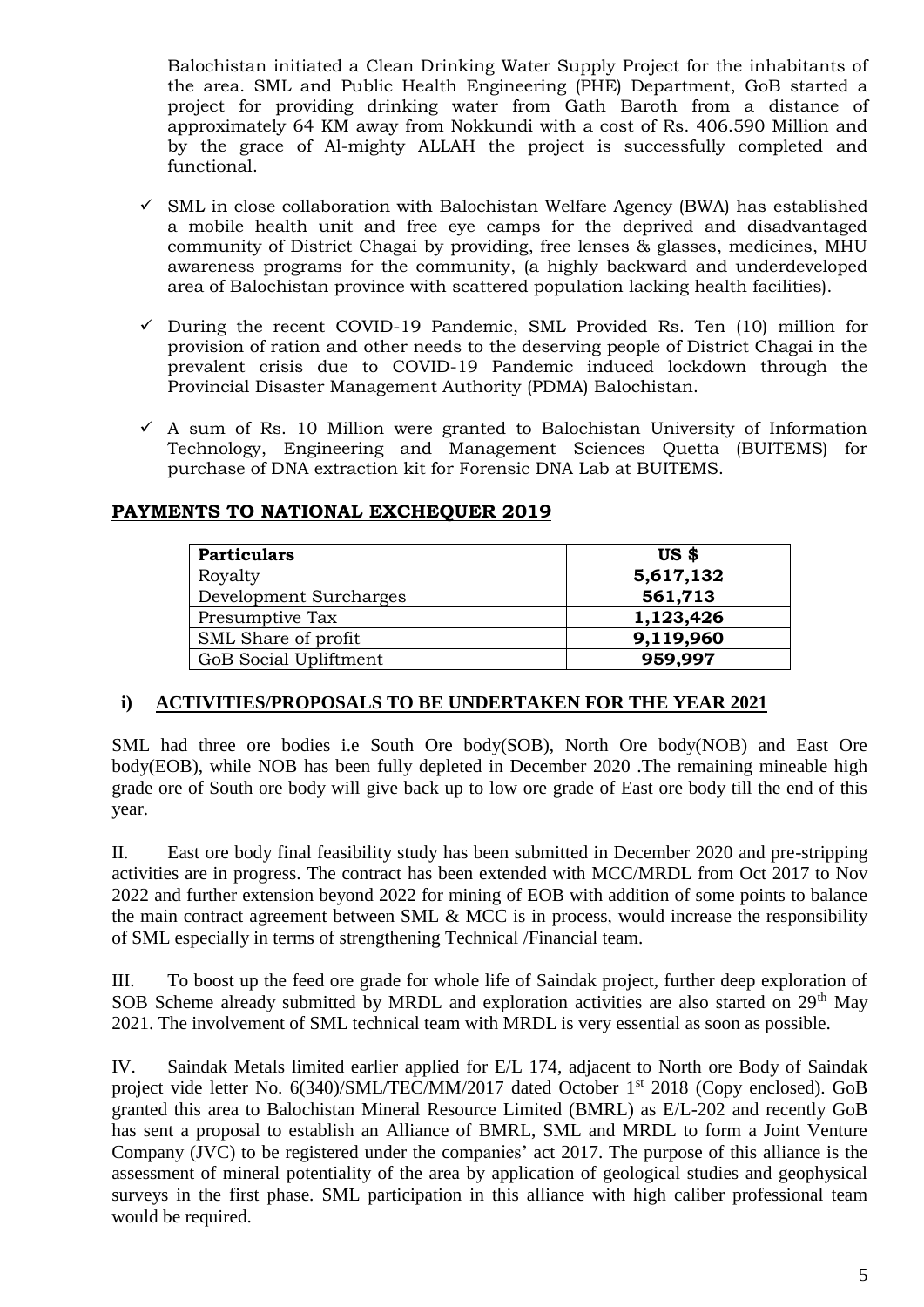Balochistan initiated a Clean Drinking Water Supply Project for the inhabitants of the area. SML and Public Health Engineering (PHE) Department, GoB started a project for providing drinking water from Gath Baroth from a distance of approximately 64 KM away from Nokkundi with a cost of Rs. 406.590 Million and by the grace of Al-mighty ALLAH the project is successfully completed and functional.

- ✓ SML in close collaboration with Balochistan Welfare Agency (BWA) has established a mobile health unit and free eye camps for the deprived and disadvantaged community of District Chagai by providing, free lenses & glasses, medicines, MHU awareness programs for the community, (a highly backward and underdeveloped area of Balochistan province with scattered population lacking health facilities).
- ✓ During the recent COVID-19 Pandemic, SML Provided Rs. Ten (10) million for provision of ration and other needs to the deserving people of District Chagai in the prevalent crisis due to COVID-19 Pandemic induced lockdown through the Provincial Disaster Management Authority (PDMA) Balochistan.
- ✓ A sum of Rs. 10 Million were granted to Balochistan University of Information Technology, Engineering and Management Sciences Quetta (BUITEMS) for purchase of DNA extraction kit for Forensic DNA Lab at BUITEMS.

## PAYMENTS TO NATIONAL EXCHEQUER 2019

| Particulars | US $ |
|---|---|
| Royalty | **5,617,132** |
| Development Surcharges | **561,713** |
| Presumptive Tax | **1,123,426** |
| SML Share of profit | **9,119,960** |
| GoB Social Upliftment | **959,997** |

## i) ACTIVITIES/PROPOSALS TO BE UNDERTAKEN FOR THE YEAR 2021

SML had three ore bodies i.e South Ore body(SOB), North Ore body(NOB) and East Ore body(EOB), while NOB has been fully depleted in December 2020 .The remaining mineable high grade ore of South ore body will give back up to low ore grade of East ore body till the end of this year.

II. East ore body final feasibility study has been submitted in December 2020 and pre-stripping activities are in progress. The contract has been extended with MCC/MRDL from Oct 2017 to Nov 2022 and further extension beyond 2022 for mining of EOB with addition of some points to balance the main contract agreement between SML & MCC is in process, would increase the responsibility of SML especially in terms of strengthening Technical /Financial team.

III. To boost up the feed ore grade for whole life of Saindak project, further deep exploration of SOB Scheme already submitted by MRDL and exploration activities are also started on 29th May 2021. The involvement of SML technical team with MRDL is very essential as soon as possible.

IV. Saindak Metals limited earlier applied for E/L 174, adjacent to North ore Body of Saindak project vide letter No. 6(340)/SML/TEC/MM/2017 dated October 1st 2018 (Copy enclosed). GoB granted this area to Balochistan Mineral Resource Limited (BMRL) as E/L-202 and recently GoB has sent a proposal to establish an Alliance of BMRL, SML and MRDL to form a Joint Venture Company (JVC) to be registered under the companies' act 2017. The purpose of this alliance is the assessment of mineral potentiality of the area by application of geological studies and geophysical surveys in the first phase. SML participation in this alliance with high caliber professional team would be required.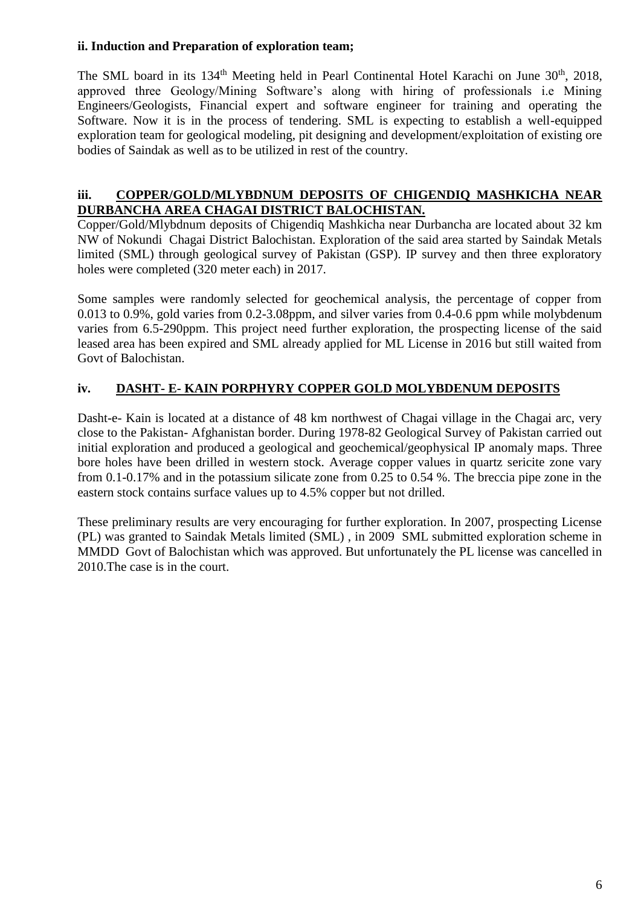**ii. Induction and Preparation of exploration team;**

The SML board in its 134th Meeting held in Pearl Continental Hotel Karachi on June 30th, 2018, approved three Geology/Mining Software's along with hiring of professionals i.e Mining Engineers/Geologists, Financial expert and software engineer for training and operating the Software. Now it is in the process of tendering. SML is expecting to establish a well-equipped exploration team for geological modeling, pit designing and development/exploitation of existing ore bodies of Saindak as well as to be utilized in rest of the country.

**iii. <u>COPPER/GOLD/MLYBDNUM DEPOSITS OF CHIGENDIQ MASHKICHA NEAR DURBANCHA AREA CHAGAI DISTRICT BALOCHISTAN.</u>**

Copper/Gold/Mlybdnum deposits of Chigendiq Mashkicha near Durbancha are located about 32 km NW of Nokundi Chagai District Balochistan. Exploration of the said area started by Saindak Metals limited (SML) through geological survey of Pakistan (GSP). IP survey and then three exploratory holes were completed (320 meter each) in 2017.

Some samples were randomly selected for geochemical analysis, the percentage of copper from 0.013 to 0.9%, gold varies from 0.2-3.08ppm, and silver varies from 0.4-0.6 ppm while molybdenum varies from 6.5-290ppm. This project need further exploration, the prospecting license of the said leased area has been expired and SML already applied for ML License in 2016 but still waited from Govt of Balochistan.

**iv. <u>DASHT- E- KAIN PORPHYRY COPPER GOLD MOLYBDENUM DEPOSITS</u>**

Dasht-e- Kain is located at a distance of 48 km northwest of Chagai village in the Chagai arc, very close to the Pakistan- Afghanistan border. During 1978-82 Geological Survey of Pakistan carried out initial exploration and produced a geological and geochemical/geophysical IP anomaly maps. Three bore holes have been drilled in western stock. Average copper values in quartz sericite zone vary from 0.1-0.17% and in the potassium silicate zone from 0.25 to 0.54 %. The breccia pipe zone in the eastern stock contains surface values up to 4.5% copper but not drilled.

These preliminary results are very encouraging for further exploration. In 2007, prospecting License (PL) was granted to Saindak Metals limited (SML) , in 2009 SML submitted exploration scheme in MMDD Govt of Balochistan which was approved. But unfortunately the PL license was cancelled in 2010.The case is in the court.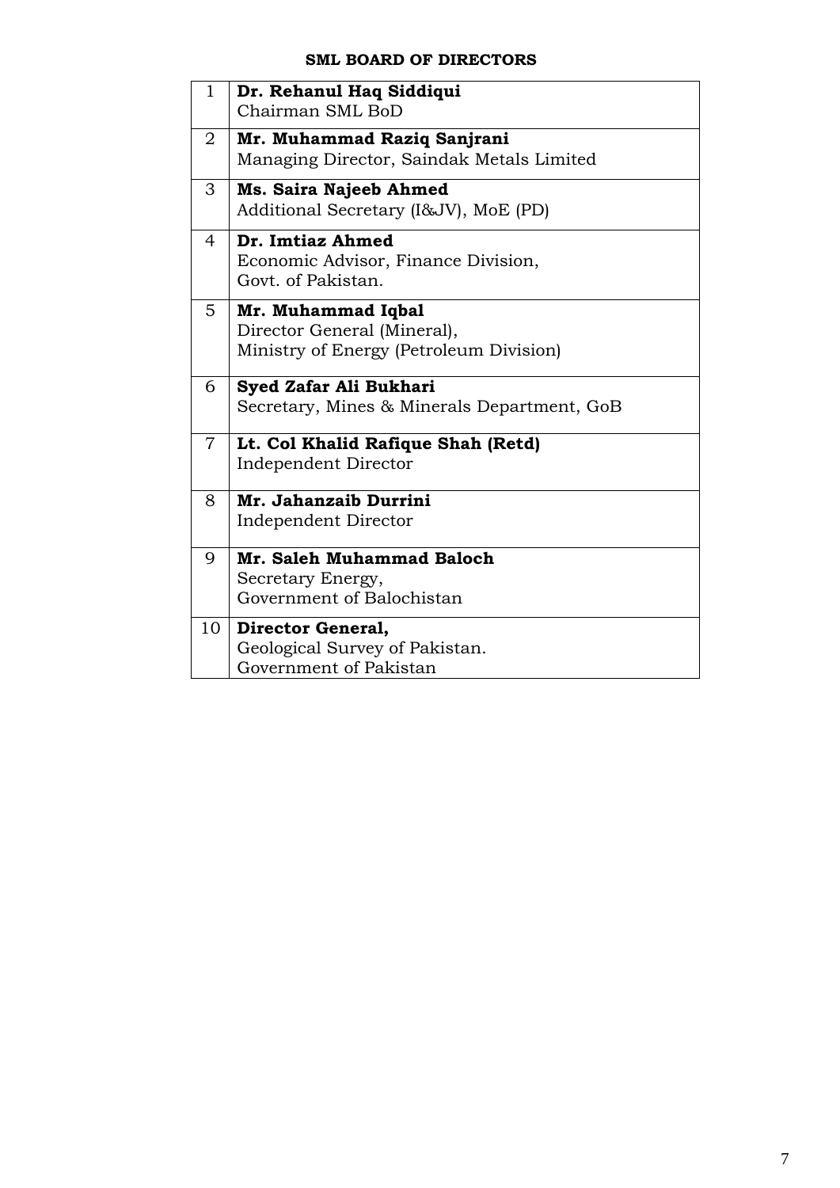**SML BOARD OF DIRECTORS**

| | |
|---|---|
| 1 | **Dr. Rehanul Haq Siddiqui**<br>Chairman SML BoD |
| 2 | **Mr. Muhammad Raziq Sanjrani**<br>Managing Director, Saindak Metals Limited |
| 3 | **Ms. Saira Najeeb Ahmed**<br>Additional Secretary (I&JV), MoE (PD) |
| 4 | **Dr. Imtiaz Ahmed**<br>Economic Advisor, Finance Division,<br>Govt. of Pakistan. |
| 5 | **Mr. Muhammad Iqbal**<br>Director General (Mineral),<br>Ministry of Energy (Petroleum Division) |
| 6 | **Syed Zafar Ali Bukhari**<br>Secretary, Mines & Minerals Department, GoB |
| 7 | **Lt. Col Khalid Rafique Shah (Retd)**<br>Independent Director |
| 8 | **Mr. Jahanzaib Durrini**<br>Independent Director |
| 9 | **Mr. Saleh Muhammad Baloch**<br>Secretary Energy,<br>Government of Balochistan |
| 10 | **Director General,**<br>Geological Survey of Pakistan.<br>Government of Pakistan |